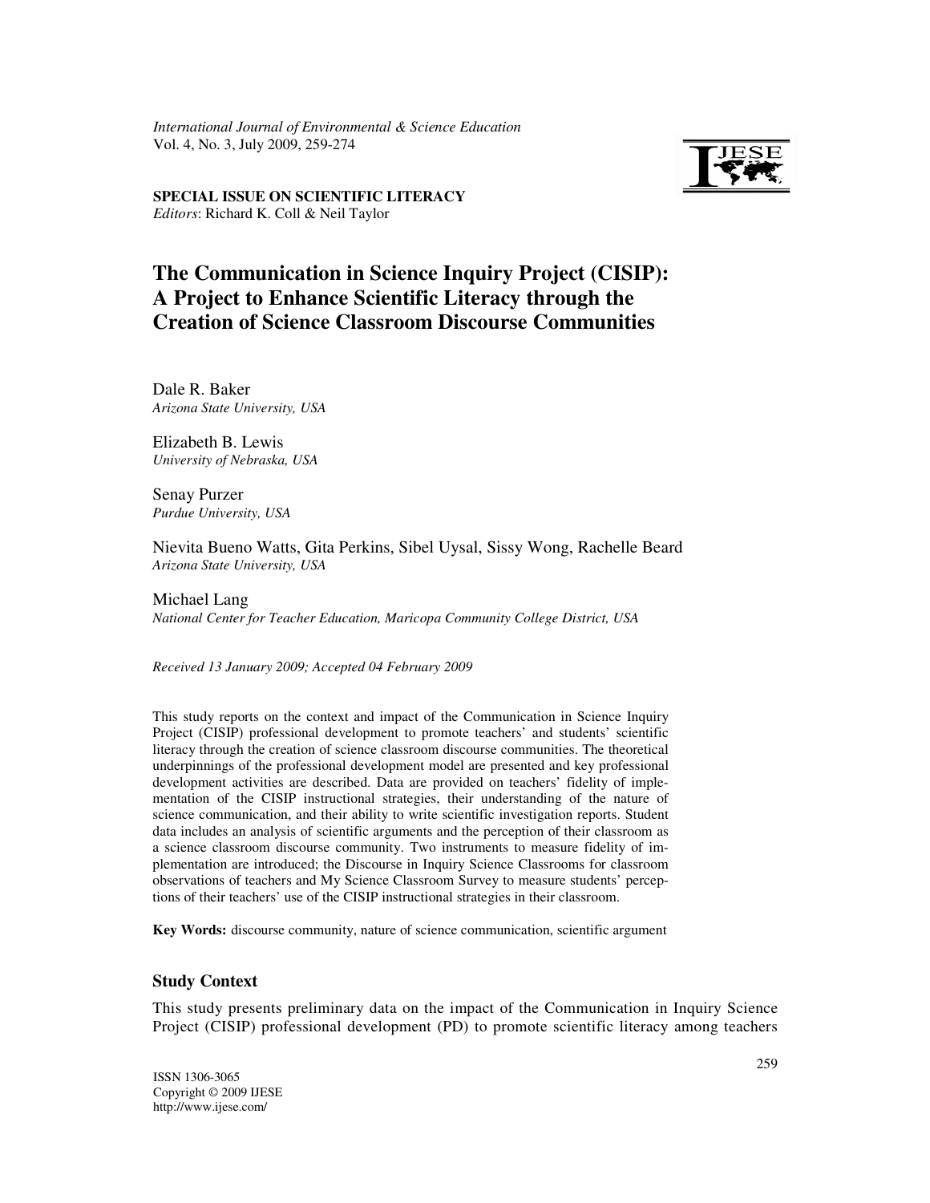# The Communication in Science Inquiry Project (CISIP): A Project to Enhance Scientific Literacy through the Creation of Science Classroom Discourse Communities

**SPECIAL ISSUE ON SCIENTIFIC LITERACY**
*Editors*: Richard K. Coll & Neil Taylor

Dale R. Baker
*Arizona State University, USA*

Elizabeth B. Lewis
*University of Nebraska, USA*

Senay Purzer
*Purdue University, USA*

Nievita Bueno Watts, Gita Perkins, Sibel Uysal, Sissy Wong, Rachelle Beard
*Arizona State University, USA*

Michael Lang
*National Center for Teacher Education, Maricopa Community College District, USA*

*Received 13 January 2009; Accepted 04 February 2009*

This study reports on the context and impact of the Communication in Science Inquiry Project (CISIP) professional development to promote teachers' and students' scientific literacy through the creation of science classroom discourse communities. The theoretical underpinnings of the professional development model are presented and key professional development activities are described. Data are provided on teachers' fidelity of implementation of the CISIP instructional strategies, their understanding of the nature of science communication, and their ability to write scientific investigation reports. Student data includes an analysis of scientific arguments and the perception of their classroom as a science classroom discourse community. Two instruments to measure fidelity of implementation are introduced; the Discourse in Inquiry Science Classrooms for classroom observations of teachers and My Science Classroom Survey to measure students' perceptions of their teachers' use of the CISIP instructional strategies in their classroom.

**Key Words:** discourse community, nature of science communication, scientific argument

## Study Context

This study presents preliminary data on the impact of the Communication in Inquiry Science Project (CISIP) professional development (PD) to promote scientific literacy among teachers

ISSN 1306-3065
Copyright © 2009 IJESE
http://www.ijese.com/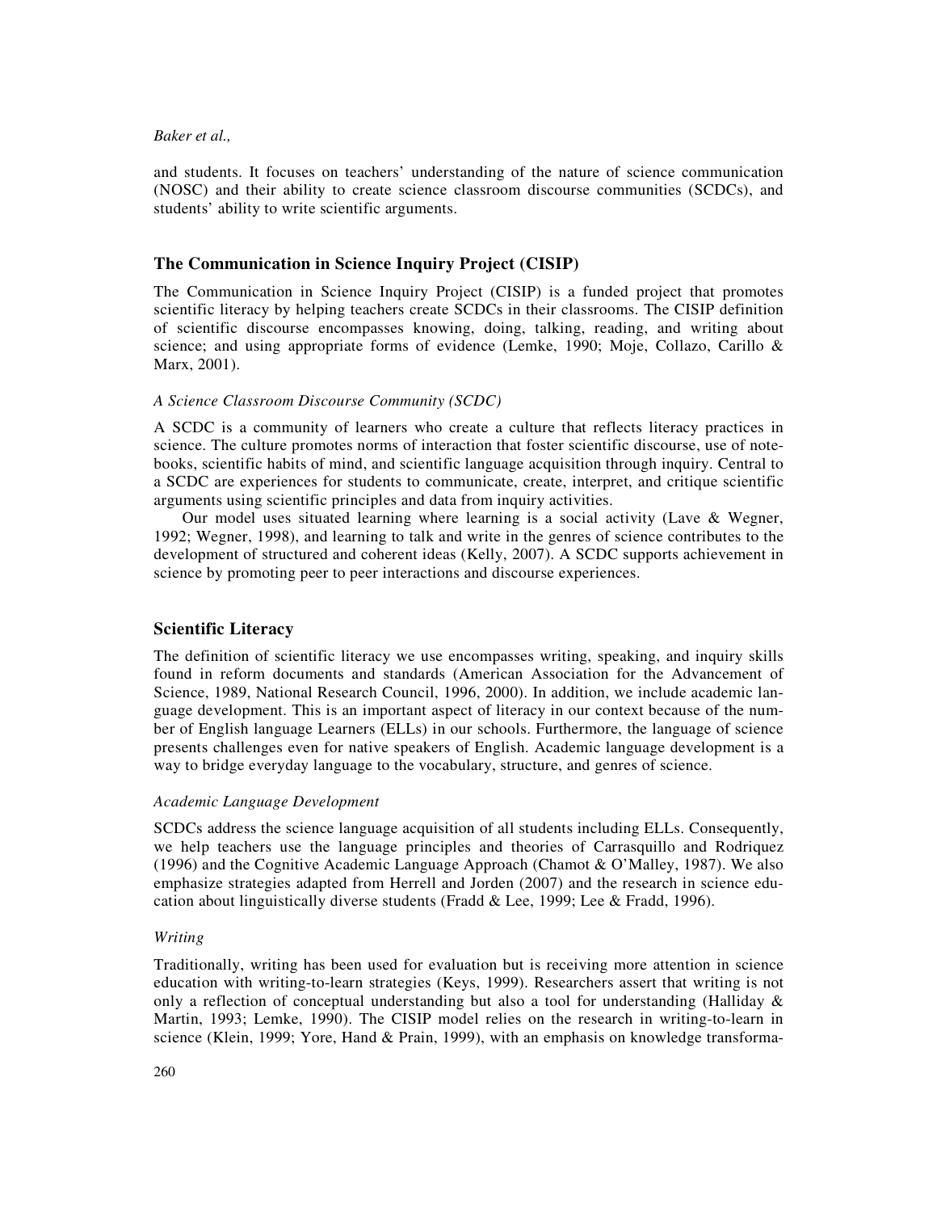and students. It focuses on teachers' understanding of the nature of science communication (NOSC) and their ability to create science classroom discourse communities (SCDCs), and students' ability to write scientific arguments.

## The Communication in Science Inquiry Project (CISIP)

The Communication in Science Inquiry Project (CISIP) is a funded project that promotes scientific literacy by helping teachers create SCDCs in their classrooms. The CISIP definition of scientific discourse encompasses knowing, doing, talking, reading, and writing about science; and using appropriate forms of evidence (Lemke, 1990; Moje, Collazo, Carillo & Marx, 2001).

### *A Science Classroom Discourse Community (SCDC)*

A SCDC is a community of learners who create a culture that reflects literacy practices in science. The culture promotes norms of interaction that foster scientific discourse, use of notebooks, scientific habits of mind, and scientific language acquisition through inquiry. Central to a SCDC are experiences for students to communicate, create, interpret, and critique scientific arguments using scientific principles and data from inquiry activities.

Our model uses situated learning where learning is a social activity (Lave & Wegner, 1992; Wegner, 1998), and learning to talk and write in the genres of science contributes to the development of structured and coherent ideas (Kelly, 2007). A SCDC supports achievement in science by promoting peer to peer interactions and discourse experiences.

## Scientific Literacy

The definition of scientific literacy we use encompasses writing, speaking, and inquiry skills found in reform documents and standards (American Association for the Advancement of Science, 1989, National Research Council, 1996, 2000). In addition, we include academic language development. This is an important aspect of literacy in our context because of the number of English language Learners (ELLs) in our schools. Furthermore, the language of science presents challenges even for native speakers of English. Academic language development is a way to bridge everyday language to the vocabulary, structure, and genres of science.

### *Academic Language Development*

SCDCs address the science language acquisition of all students including ELLs. Consequently, we help teachers use the language principles and theories of Carrasquillo and Rodriquez (1996) and the Cognitive Academic Language Approach (Chamot & O'Malley, 1987). We also emphasize strategies adapted from Herrell and Jorden (2007) and the research in science education about linguistically diverse students (Fradd & Lee, 1999; Lee & Fradd, 1996).

### *Writing*

Traditionally, writing has been used for evaluation but is receiving more attention in science education with writing-to-learn strategies (Keys, 1999). Researchers assert that writing is not only a reflection of conceptual understanding but also a tool for understanding (Halliday & Martin, 1993; Lemke, 1990). The CISIP model relies on the research in writing-to-learn in science (Klein, 1999; Yore, Hand & Prain, 1999), with an emphasis on knowledge transforma-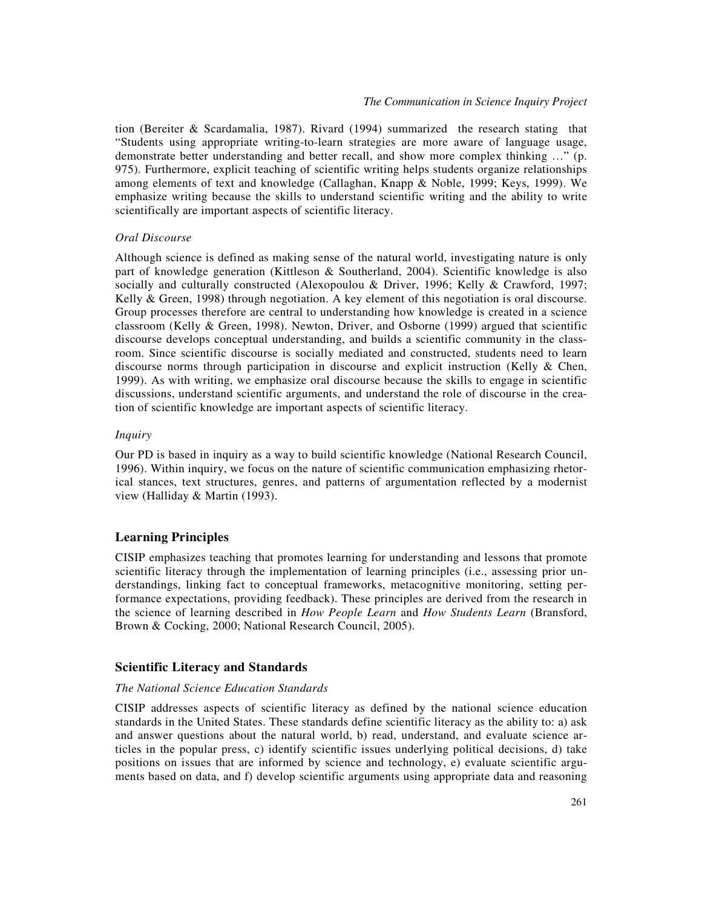tion (Bereiter & Scardamalia, 1987). Rivard (1994) summarized the research stating that "Students using appropriate writing-to-learn strategies are more aware of language usage, demonstrate better understanding and better recall, and show more complex thinking …" (p. 975). Furthermore, explicit teaching of scientific writing helps students organize relationships among elements of text and knowledge (Callaghan, Knapp & Noble, 1999; Keys, 1999). We emphasize writing because the skills to understand scientific writing and the ability to write scientifically are important aspects of scientific literacy.

### *Oral Discourse*

Although science is defined as making sense of the natural world, investigating nature is only part of knowledge generation (Kittleson & Southerland, 2004). Scientific knowledge is also socially and culturally constructed (Alexopoulou & Driver, 1996; Kelly & Crawford, 1997; Kelly & Green, 1998) through negotiation. A key element of this negotiation is oral discourse. Group processes therefore are central to understanding how knowledge is created in a science classroom (Kelly & Green, 1998). Newton, Driver, and Osborne (1999) argued that scientific discourse develops conceptual understanding, and builds a scientific community in the classroom. Since scientific discourse is socially mediated and constructed, students need to learn discourse norms through participation in discourse and explicit instruction (Kelly & Chen, 1999). As with writing, we emphasize oral discourse because the skills to engage in scientific discussions, understand scientific arguments, and understand the role of discourse in the creation of scientific knowledge are important aspects of scientific literacy.

### *Inquiry*

Our PD is based in inquiry as a way to build scientific knowledge (National Research Council, 1996). Within inquiry, we focus on the nature of scientific communication emphasizing rhetorical stances, text structures, genres, and patterns of argumentation reflected by a modernist view (Halliday & Martin (1993).

## Learning Principles

CISIP emphasizes teaching that promotes learning for understanding and lessons that promote scientific literacy through the implementation of learning principles (i.e., assessing prior understandings, linking fact to conceptual frameworks, metacognitive monitoring, setting performance expectations, providing feedback). These principles are derived from the research in the science of learning described in *How People Learn* and *How Students Learn* (Bransford, Brown & Cocking, 2000; National Research Council, 2005).

## Scientific Literacy and Standards

### *The National Science Education Standards*

CISIP addresses aspects of scientific literacy as defined by the national science education standards in the United States. These standards define scientific literacy as the ability to: a) ask and answer questions about the natural world, b) read, understand, and evaluate science articles in the popular press, c) identify scientific issues underlying political decisions, d) take positions on issues that are informed by science and technology, e) evaluate scientific arguments based on data, and f) develop scientific arguments using appropriate data and reasoning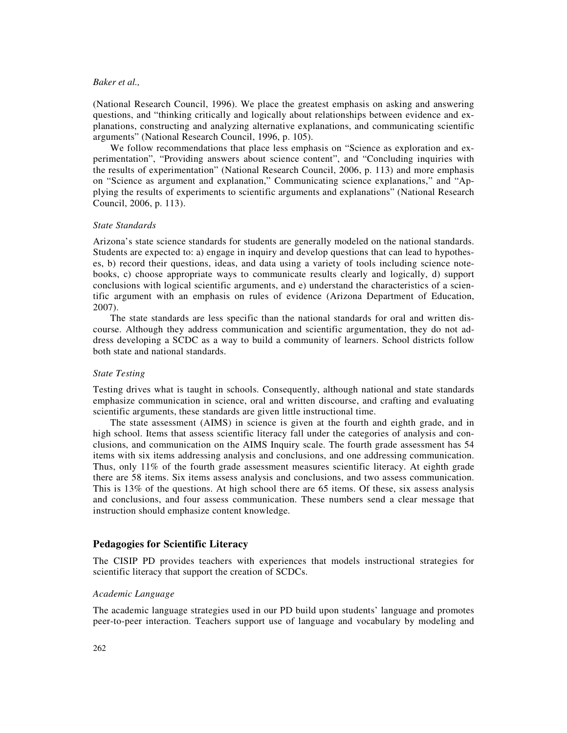(National Research Council, 1996). We place the greatest emphasis on asking and answering questions, and "thinking critically and logically about relationships between evidence and explanations, constructing and analyzing alternative explanations, and communicating scientific arguments" (National Research Council, 1996, p. 105).

We follow recommendations that place less emphasis on "Science as exploration and experimentation", "Providing answers about science content", and "Concluding inquiries with the results of experimentation" (National Research Council, 2006, p. 113) and more emphasis on "Science as argument and explanation," Communicating science explanations," and "Applying the results of experiments to scientific arguments and explanations" (National Research Council, 2006, p. 113).

### *State Standards*

Arizona's state science standards for students are generally modeled on the national standards. Students are expected to: a) engage in inquiry and develop questions that can lead to hypotheses, b) record their questions, ideas, and data using a variety of tools including science notebooks, c) choose appropriate ways to communicate results clearly and logically, d) support conclusions with logical scientific arguments, and e) understand the characteristics of a scientific argument with an emphasis on rules of evidence (Arizona Department of Education, 2007).

The state standards are less specific than the national standards for oral and written discourse. Although they address communication and scientific argumentation, they do not address developing a SCDC as a way to build a community of learners. School districts follow both state and national standards.

### *State Testing*

Testing drives what is taught in schools. Consequently, although national and state standards emphasize communication in science, oral and written discourse, and crafting and evaluating scientific arguments, these standards are given little instructional time.

The state assessment (AIMS) in science is given at the fourth and eighth grade, and in high school. Items that assess scientific literacy fall under the categories of analysis and conclusions, and communication on the AIMS Inquiry scale. The fourth grade assessment has 54 items with six items addressing analysis and conclusions, and one addressing communication. Thus, only 11% of the fourth grade assessment measures scientific literacy. At eighth grade there are 58 items. Six items assess analysis and conclusions, and two assess communication. This is 13% of the questions. At high school there are 65 items. Of these, six assess analysis and conclusions, and four assess communication. These numbers send a clear message that instruction should emphasize content knowledge.

## Pedagogies for Scientific Literacy

The CISIP PD provides teachers with experiences that models instructional strategies for scientific literacy that support the creation of SCDCs.

### *Academic Language*

The academic language strategies used in our PD build upon students' language and promotes peer-to-peer interaction. Teachers support use of language and vocabulary by modeling and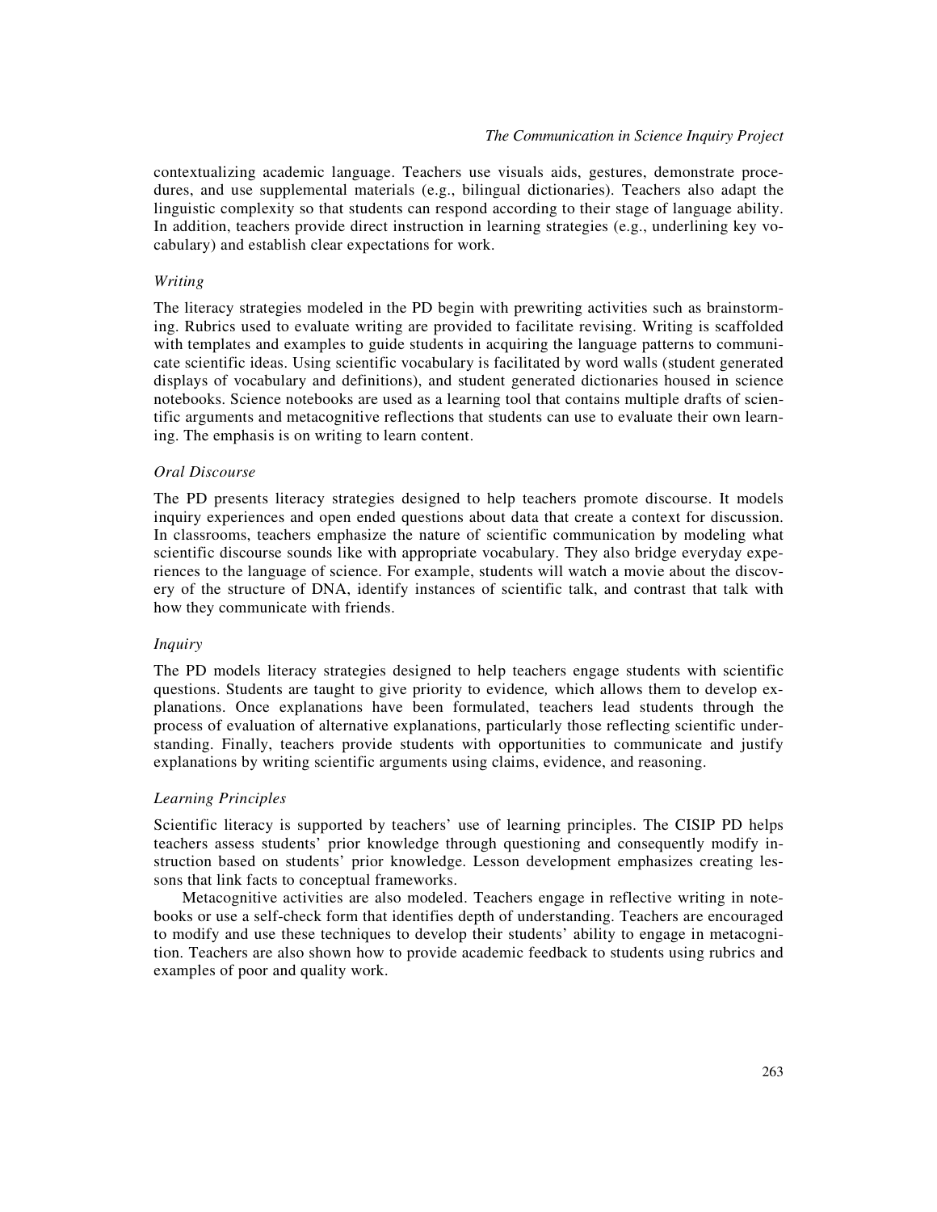contextualizing academic language. Teachers use visuals aids, gestures, demonstrate procedures, and use supplemental materials (e.g., bilingual dictionaries). Teachers also adapt the linguistic complexity so that students can respond according to their stage of language ability. In addition, teachers provide direct instruction in learning strategies (e.g., underlining key vocabulary) and establish clear expectations for work.

### *Writing*

The literacy strategies modeled in the PD begin with prewriting activities such as brainstorming. Rubrics used to evaluate writing are provided to facilitate revising. Writing is scaffolded with templates and examples to guide students in acquiring the language patterns to communicate scientific ideas. Using scientific vocabulary is facilitated by word walls (student generated displays of vocabulary and definitions), and student generated dictionaries housed in science notebooks. Science notebooks are used as a learning tool that contains multiple drafts of scientific arguments and metacognitive reflections that students can use to evaluate their own learning. The emphasis is on writing to learn content.

### *Oral Discourse*

The PD presents literacy strategies designed to help teachers promote discourse. It models inquiry experiences and open ended questions about data that create a context for discussion. In classrooms, teachers emphasize the nature of scientific communication by modeling what scientific discourse sounds like with appropriate vocabulary. They also bridge everyday experiences to the language of science. For example, students will watch a movie about the discovery of the structure of DNA, identify instances of scientific talk, and contrast that talk with how they communicate with friends.

### *Inquiry*

The PD models literacy strategies designed to help teachers engage students with scientific questions. Students are taught to give priority to evidence*,* which allows them to develop explanations. Once explanations have been formulated, teachers lead students through the process of evaluation of alternative explanations, particularly those reflecting scientific understanding. Finally, teachers provide students with opportunities to communicate and justify explanations by writing scientific arguments using claims, evidence, and reasoning.

### *Learning Principles*

Scientific literacy is supported by teachers' use of learning principles. The CISIP PD helps teachers assess students' prior knowledge through questioning and consequently modify instruction based on students' prior knowledge. Lesson development emphasizes creating lessons that link facts to conceptual frameworks.

Metacognitive activities are also modeled. Teachers engage in reflective writing in notebooks or use a self-check form that identifies depth of understanding. Teachers are encouraged to modify and use these techniques to develop their students' ability to engage in metacognition. Teachers are also shown how to provide academic feedback to students using rubrics and examples of poor and quality work.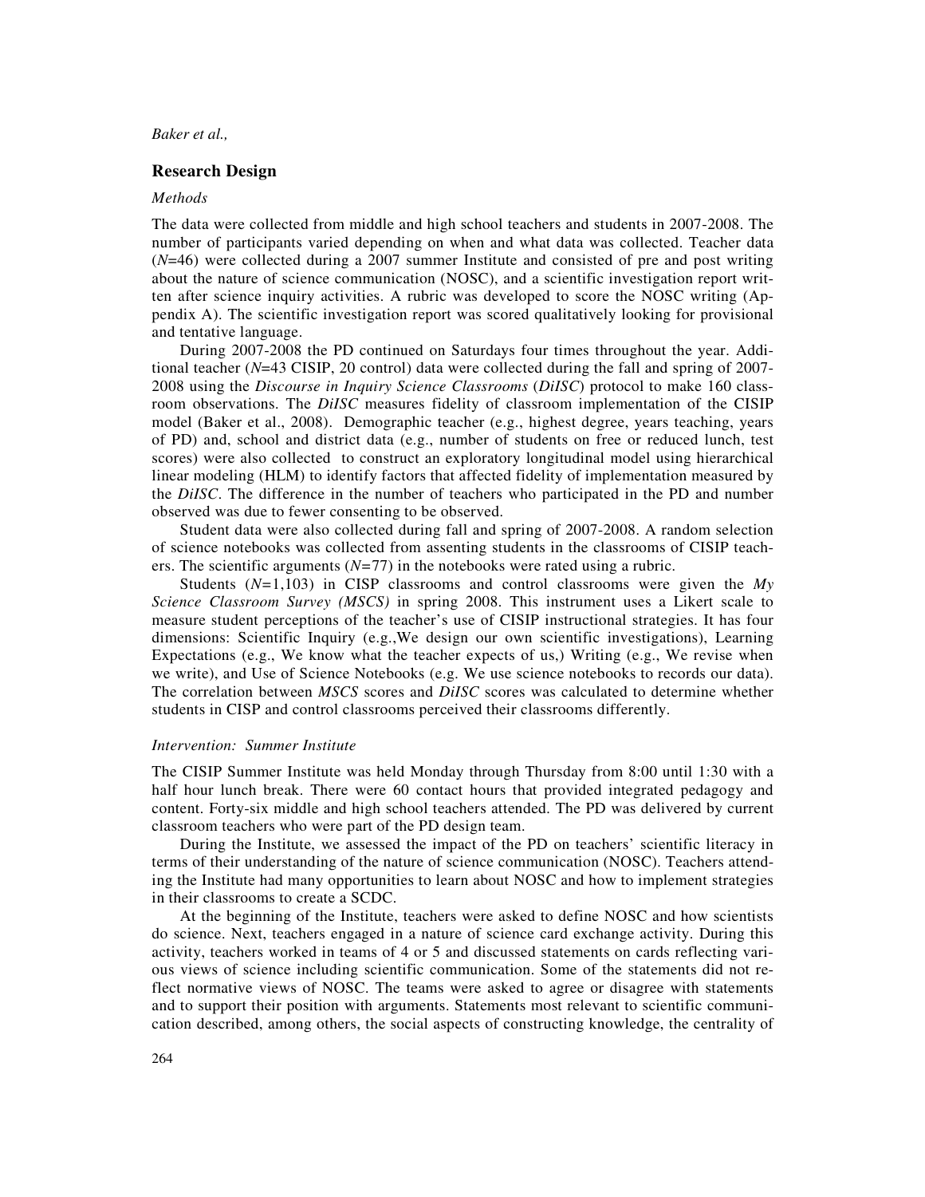## Research Design

### *Methods*

The data were collected from middle and high school teachers and students in 2007-2008. The number of participants varied depending on when and what data was collected. Teacher data (*N*=46) were collected during a 2007 summer Institute and consisted of pre and post writing about the nature of science communication (NOSC), and a scientific investigation report written after science inquiry activities. A rubric was developed to score the NOSC writing (Appendix A). The scientific investigation report was scored qualitatively looking for provisional and tentative language.

During 2007-2008 the PD continued on Saturdays four times throughout the year. Additional teacher (*N*=43 CISIP, 20 control) data were collected during the fall and spring of 2007-2008 using the *Discourse in Inquiry Science Classrooms* (*DiISC*) protocol to make 160 classroom observations. The *DiISC* measures fidelity of classroom implementation of the CISIP model (Baker et al., 2008). Demographic teacher (e.g., highest degree, years teaching, years of PD) and, school and district data (e.g., number of students on free or reduced lunch, test scores) were also collected to construct an exploratory longitudinal model using hierarchical linear modeling (HLM) to identify factors that affected fidelity of implementation measured by the *DiISC*. The difference in the number of teachers who participated in the PD and number observed was due to fewer consenting to be observed.

Student data were also collected during fall and spring of 2007-2008. A random selection of science notebooks was collected from assenting students in the classrooms of CISIP teachers. The scientific arguments (*N*=77) in the notebooks were rated using a rubric.

Students (*N*=1,103) in CISP classrooms and control classrooms were given the *My Science Classroom Survey (MSCS)* in spring 2008. This instrument uses a Likert scale to measure student perceptions of the teacher's use of CISIP instructional strategies. It has four dimensions: Scientific Inquiry (e.g.,We design our own scientific investigations), Learning Expectations (e.g., We know what the teacher expects of us,) Writing (e.g., We revise when we write), and Use of Science Notebooks (e.g. We use science notebooks to records our data). The correlation between *MSCS* scores and *DiISC* scores was calculated to determine whether students in CISP and control classrooms perceived their classrooms differently.

### *Intervention: Summer Institute*

The CISIP Summer Institute was held Monday through Thursday from 8:00 until 1:30 with a half hour lunch break. There were 60 contact hours that provided integrated pedagogy and content. Forty-six middle and high school teachers attended. The PD was delivered by current classroom teachers who were part of the PD design team.

During the Institute, we assessed the impact of the PD on teachers' scientific literacy in terms of their understanding of the nature of science communication (NOSC). Teachers attending the Institute had many opportunities to learn about NOSC and how to implement strategies in their classrooms to create a SCDC.

At the beginning of the Institute, teachers were asked to define NOSC and how scientists do science. Next, teachers engaged in a nature of science card exchange activity. During this activity, teachers worked in teams of 4 or 5 and discussed statements on cards reflecting various views of science including scientific communication. Some of the statements did not reflect normative views of NOSC. The teams were asked to agree or disagree with statements and to support their position with arguments. Statements most relevant to scientific communication described, among others, the social aspects of constructing knowledge, the centrality of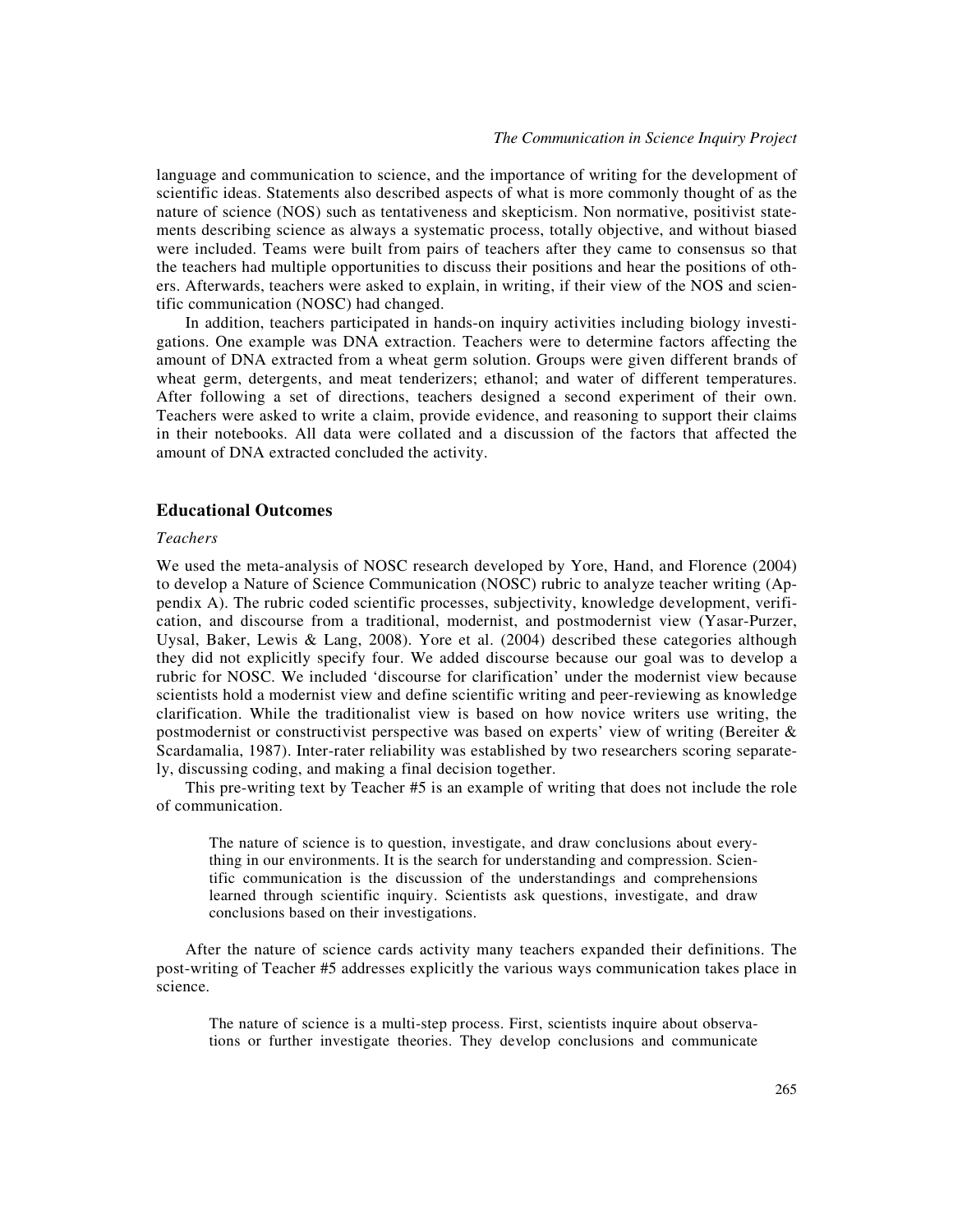language and communication to science, and the importance of writing for the development of scientific ideas. Statements also described aspects of what is more commonly thought of as the nature of science (NOS) such as tentativeness and skepticism. Non normative, positivist statements describing science as always a systematic process, totally objective, and without biased were included. Teams were built from pairs of teachers after they came to consensus so that the teachers had multiple opportunities to discuss their positions and hear the positions of others. Afterwards, teachers were asked to explain, in writing, if their view of the NOS and scientific communication (NOSC) had changed.

In addition, teachers participated in hands-on inquiry activities including biology investigations. One example was DNA extraction. Teachers were to determine factors affecting the amount of DNA extracted from a wheat germ solution. Groups were given different brands of wheat germ, detergents, and meat tenderizers; ethanol; and water of different temperatures. After following a set of directions, teachers designed a second experiment of their own. Teachers were asked to write a claim, provide evidence, and reasoning to support their claims in their notebooks. All data were collated and a discussion of the factors that affected the amount of DNA extracted concluded the activity.

## Educational Outcomes

### *Teachers*

We used the meta-analysis of NOSC research developed by Yore, Hand, and Florence (2004) to develop a Nature of Science Communication (NOSC) rubric to analyze teacher writing (Appendix A). The rubric coded scientific processes, subjectivity, knowledge development, verification, and discourse from a traditional, modernist, and postmodernist view (Yasar-Purzer, Uysal, Baker, Lewis & Lang, 2008). Yore et al. (2004) described these categories although they did not explicitly specify four. We added discourse because our goal was to develop a rubric for NOSC. We included 'discourse for clarification' under the modernist view because scientists hold a modernist view and define scientific writing and peer-reviewing as knowledge clarification. While the traditionalist view is based on how novice writers use writing, the postmodernist or constructivist perspective was based on experts' view of writing (Bereiter & Scardamalia, 1987). Inter-rater reliability was established by two researchers scoring separately, discussing coding, and making a final decision together.

This pre-writing text by Teacher #5 is an example of writing that does not include the role of communication.

> The nature of science is to question, investigate, and draw conclusions about everything in our environments. It is the search for understanding and compression. Scientific communication is the discussion of the understandings and comprehensions learned through scientific inquiry. Scientists ask questions, investigate, and draw conclusions based on their investigations.

After the nature of science cards activity many teachers expanded their definitions. The post-writing of Teacher #5 addresses explicitly the various ways communication takes place in science.

> The nature of science is a multi-step process. First, scientists inquire about observations or further investigate theories. They develop conclusions and communicate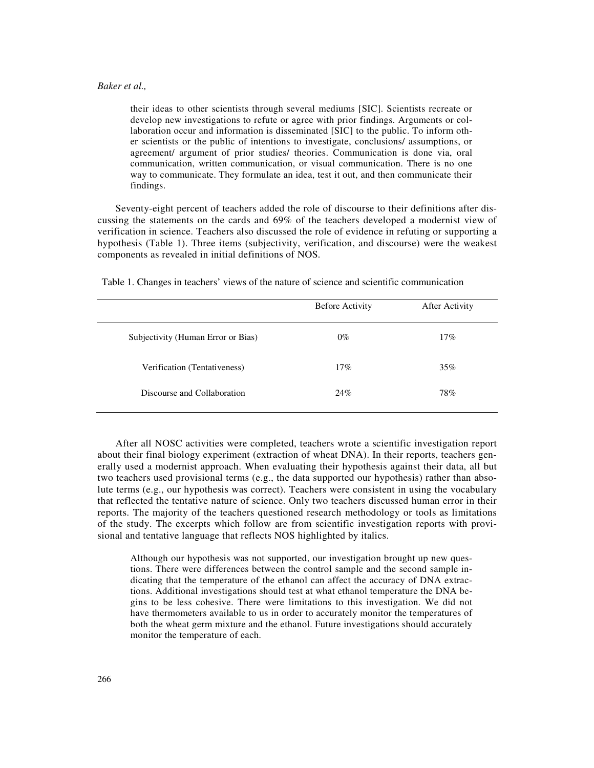> their ideas to other scientists through several mediums [SIC]. Scientists recreate or develop new investigations to refute or agree with prior findings. Arguments or collaboration occur and information is disseminated [SIC] to the public. To inform other scientists or the public of intentions to investigate, conclusions/ assumptions, or agreement/ argument of prior studies/ theories. Communication is done via, oral communication, written communication, or visual communication. There is no one way to communicate. They formulate an idea, test it out, and then communicate their findings.

Seventy-eight percent of teachers added the role of discourse to their definitions after discussing the statements on the cards and 69% of the teachers developed a modernist view of verification in science. Teachers also discussed the role of evidence in refuting or supporting a hypothesis (Table 1). Three items (subjectivity, verification, and discourse) were the weakest components as revealed in initial definitions of NOS.

Table 1. Changes in teachers' views of the nature of science and scientific communication

| | Before Activity | After Activity |
|---|---|---|
| Subjectivity (Human Error or Bias) | 0% | 17% |
| Verification (Tentativeness) | 17% | 35% |
| Discourse and Collaboration | 24% | 78% |

After all NOSC activities were completed, teachers wrote a scientific investigation report about their final biology experiment (extraction of wheat DNA). In their reports, teachers generally used a modernist approach. When evaluating their hypothesis against their data, all but two teachers used provisional terms (e.g., the data supported our hypothesis) rather than absolute terms (e.g., our hypothesis was correct). Teachers were consistent in using the vocabulary that reflected the tentative nature of science. Only two teachers discussed human error in their reports. The majority of the teachers questioned research methodology or tools as limitations of the study. The excerpts which follow are from scientific investigation reports with provisional and tentative language that reflects NOS highlighted by italics.

> Although our hypothesis was not supported, our investigation brought up new questions. There were differences between the control sample and the second sample indicating that the temperature of the ethanol can affect the accuracy of DNA extractions. Additional investigations should test at what ethanol temperature the DNA begins to be less cohesive. There were limitations to this investigation. We did not have thermometers available to us in order to accurately monitor the temperatures of both the wheat germ mixture and the ethanol. Future investigations should accurately monitor the temperature of each.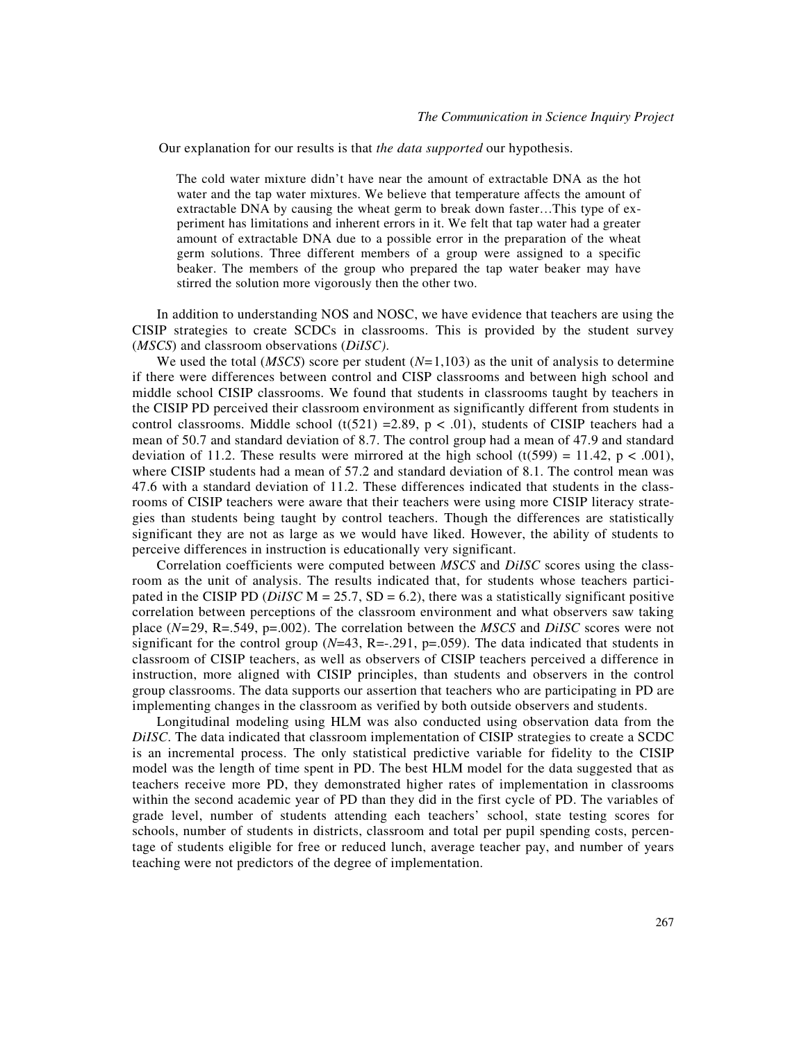Our explanation for our results is that *the data supported* our hypothesis.

> The cold water mixture didn't have near the amount of extractable DNA as the hot water and the tap water mixtures. We believe that temperature affects the amount of extractable DNA by causing the wheat germ to break down faster…This type of experiment has limitations and inherent errors in it. We felt that tap water had a greater amount of extractable DNA due to a possible error in the preparation of the wheat germ solutions. Three different members of a group were assigned to a specific beaker. The members of the group who prepared the tap water beaker may have stirred the solution more vigorously then the other two.

In addition to understanding NOS and NOSC, we have evidence that teachers are using the CISIP strategies to create SCDCs in classrooms. This is provided by the student survey (*MSCS*) and classroom observations (*DiISC)*.

We used the total (*MSCS*) score per student ($N$=1,103) as the unit of analysis to determine if there were differences between control and CISP classrooms and between high school and middle school CISIP classrooms. We found that students in classrooms taught by teachers in the CISIP PD perceived their classroom environment as significantly different from students in control classrooms. Middle school ($t(521) = 2.89$, $p < .01$), students of CISIP teachers had a mean of 50.7 and standard deviation of 8.7. The control group had a mean of 47.9 and standard deviation of 11.2. These results were mirrored at the high school ($t(599) = 11.42$, $p < .001$), where CISIP students had a mean of 57.2 and standard deviation of 8.1. The control mean was 47.6 with a standard deviation of 11.2. These differences indicated that students in the classrooms of CISIP teachers were aware that their teachers were using more CISIP literacy strategies than students being taught by control teachers. Though the differences are statistically significant they are not as large as we would have liked. However, the ability of students to perceive differences in instruction is educationally very significant.

Correlation coefficients were computed between *MSCS* and *DiISC* scores using the classroom as the unit of analysis. The results indicated that, for students whose teachers participated in the CISIP PD (*DiISC* M = 25.7, SD = 6.2), there was a statistically significant positive correlation between perceptions of the classroom environment and what observers saw taking place ($N$=29, R=.549, p=.002). The correlation between the *MSCS* and *DiISC* scores were not significant for the control group ($N$=43, R=-.291, p=.059). The data indicated that students in classroom of CISIP teachers, as well as observers of CISIP teachers perceived a difference in instruction, more aligned with CISIP principles, than students and observers in the control group classrooms. The data supports our assertion that teachers who are participating in PD are implementing changes in the classroom as verified by both outside observers and students.

Longitudinal modeling using HLM was also conducted using observation data from the *DiISC*. The data indicated that classroom implementation of CISIP strategies to create a SCDC is an incremental process. The only statistical predictive variable for fidelity to the CISIP model was the length of time spent in PD. The best HLM model for the data suggested that as teachers receive more PD, they demonstrated higher rates of implementation in classrooms within the second academic year of PD than they did in the first cycle of PD. The variables of grade level, number of students attending each teachers' school, state testing scores for schools, number of students in districts, classroom and total per pupil spending costs, percentage of students eligible for free or reduced lunch, average teacher pay, and number of years teaching were not predictors of the degree of implementation.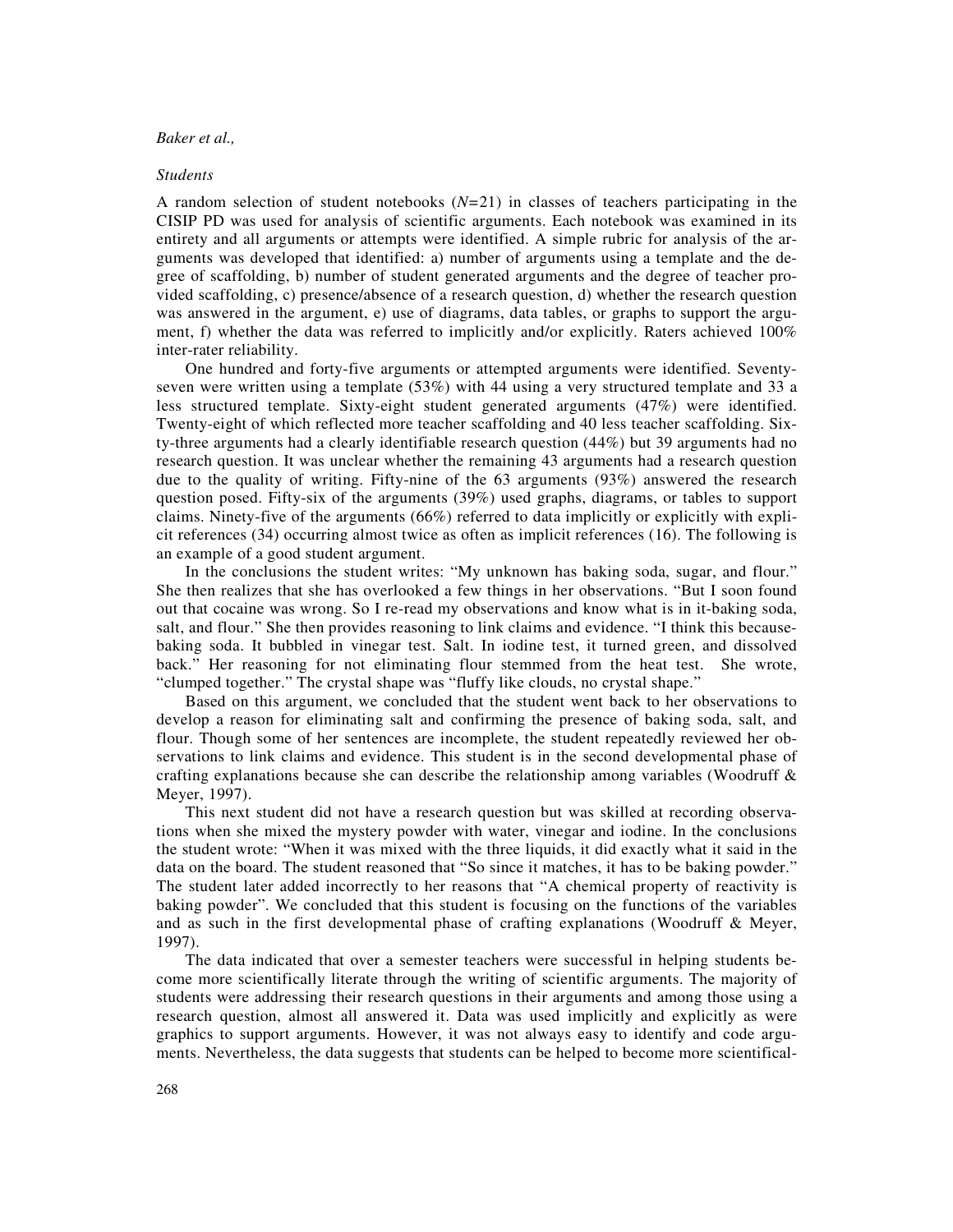*Students*

A random selection of student notebooks (*N*=21) in classes of teachers participating in the CISIP PD was used for analysis of scientific arguments. Each notebook was examined in its entirety and all arguments or attempts were identified. A simple rubric for analysis of the arguments was developed that identified: a) number of arguments using a template and the degree of scaffolding, b) number of student generated arguments and the degree of teacher provided scaffolding, c) presence/absence of a research question, d) whether the research question was answered in the argument, e) use of diagrams, data tables, or graphs to support the argument, f) whether the data was referred to implicitly and/or explicitly. Raters achieved 100% inter-rater reliability.

One hundred and forty-five arguments or attempted arguments were identified. Seventy-seven were written using a template (53%) with 44 using a very structured template and 33 a less structured template. Sixty-eight student generated arguments (47%) were identified. Twenty-eight of which reflected more teacher scaffolding and 40 less teacher scaffolding. Sixty-three arguments had a clearly identifiable research question (44%) but 39 arguments had no research question. It was unclear whether the remaining 43 arguments had a research question due to the quality of writing. Fifty-nine of the 63 arguments (93%) answered the research question posed. Fifty-six of the arguments (39%) used graphs, diagrams, or tables to support claims. Ninety-five of the arguments (66%) referred to data implicitly or explicitly with explicit references (34) occurring almost twice as often as implicit references (16). The following is an example of a good student argument.

In the conclusions the student writes: "My unknown has baking soda, sugar, and flour." She then realizes that she has overlooked a few things in her observations. "But I soon found out that cocaine was wrong. So I re-read my observations and know what is in it-baking soda, salt, and flour." She then provides reasoning to link claims and evidence. "I think this because-baking soda. It bubbled in vinegar test. Salt. In iodine test, it turned green, and dissolved back." Her reasoning for not eliminating flour stemmed from the heat test. She wrote, "clumped together." The crystal shape was "fluffy like clouds, no crystal shape."

Based on this argument, we concluded that the student went back to her observations to develop a reason for eliminating salt and confirming the presence of baking soda, salt, and flour. Though some of her sentences are incomplete, the student repeatedly reviewed her observations to link claims and evidence. This student is in the second developmental phase of crafting explanations because she can describe the relationship among variables (Woodruff & Meyer, 1997).

This next student did not have a research question but was skilled at recording observations when she mixed the mystery powder with water, vinegar and iodine. In the conclusions the student wrote: "When it was mixed with the three liquids, it did exactly what it said in the data on the board. The student reasoned that "So since it matches, it has to be baking powder." The student later added incorrectly to her reasons that "A chemical property of reactivity is baking powder". We concluded that this student is focusing on the functions of the variables and as such in the first developmental phase of crafting explanations (Woodruff & Meyer, 1997).

The data indicated that over a semester teachers were successful in helping students become more scientifically literate through the writing of scientific arguments. The majority of students were addressing their research questions in their arguments and among those using a research question, almost all answered it. Data was used implicitly and explicitly as were graphics to support arguments. However, it was not always easy to identify and code arguments. Nevertheless, the data suggests that students can be helped to become more scientifical-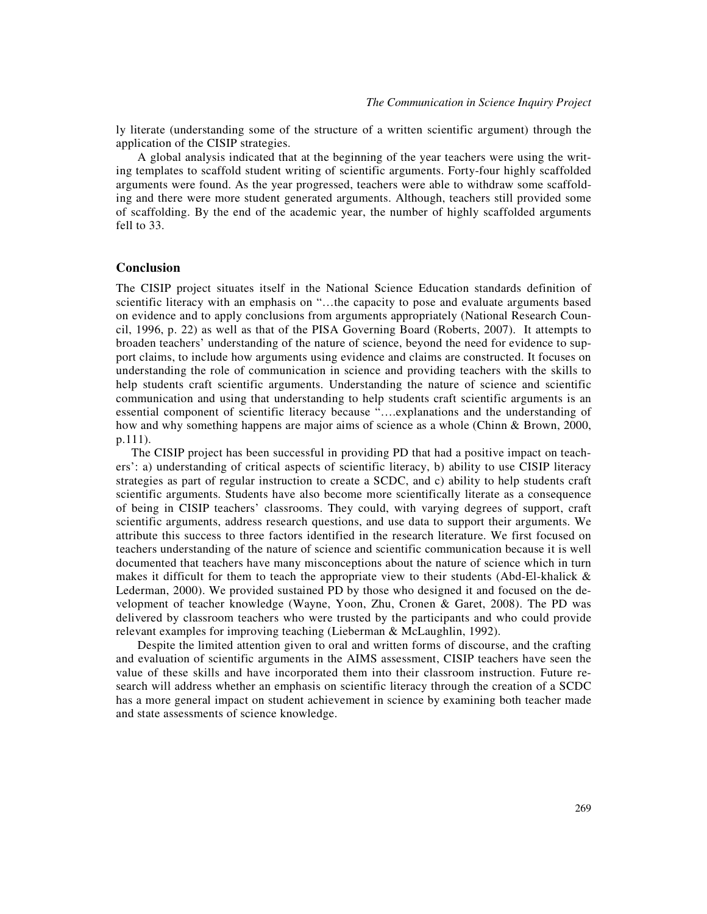ly literate (understanding some of the structure of a written scientific argument) through the application of the CISIP strategies.

A global analysis indicated that at the beginning of the year teachers were using the writing templates to scaffold student writing of scientific arguments. Forty-four highly scaffolded arguments were found. As the year progressed, teachers were able to withdraw some scaffolding and there were more student generated arguments. Although, teachers still provided some of scaffolding. By the end of the academic year, the number of highly scaffolded arguments fell to 33.

## Conclusion

The CISIP project situates itself in the National Science Education standards definition of scientific literacy with an emphasis on "…the capacity to pose and evaluate arguments based on evidence and to apply conclusions from arguments appropriately (National Research Council, 1996, p. 22) as well as that of the PISA Governing Board (Roberts, 2007). It attempts to broaden teachers' understanding of the nature of science, beyond the need for evidence to support claims, to include how arguments using evidence and claims are constructed. It focuses on understanding the role of communication in science and providing teachers with the skills to help students craft scientific arguments. Understanding the nature of science and scientific communication and using that understanding to help students craft scientific arguments is an essential component of scientific literacy because "….explanations and the understanding of how and why something happens are major aims of science as a whole (Chinn & Brown, 2000, p.111).

The CISIP project has been successful in providing PD that had a positive impact on teachers': a) understanding of critical aspects of scientific literacy, b) ability to use CISIP literacy strategies as part of regular instruction to create a SCDC, and c) ability to help students craft scientific arguments. Students have also become more scientifically literate as a consequence of being in CISIP teachers' classrooms. They could, with varying degrees of support, craft scientific arguments, address research questions, and use data to support their arguments. We attribute this success to three factors identified in the research literature. We first focused on teachers understanding of the nature of science and scientific communication because it is well documented that teachers have many misconceptions about the nature of science which in turn makes it difficult for them to teach the appropriate view to their students (Abd-El-khalick & Lederman, 2000). We provided sustained PD by those who designed it and focused on the development of teacher knowledge (Wayne, Yoon, Zhu, Cronen & Garet, 2008). The PD was delivered by classroom teachers who were trusted by the participants and who could provide relevant examples for improving teaching (Lieberman & McLaughlin, 1992).

Despite the limited attention given to oral and written forms of discourse, and the crafting and evaluation of scientific arguments in the AIMS assessment, CISIP teachers have seen the value of these skills and have incorporated them into their classroom instruction. Future research will address whether an emphasis on scientific literacy through the creation of a SCDC has a more general impact on student achievement in science by examining both teacher made and state assessments of science knowledge.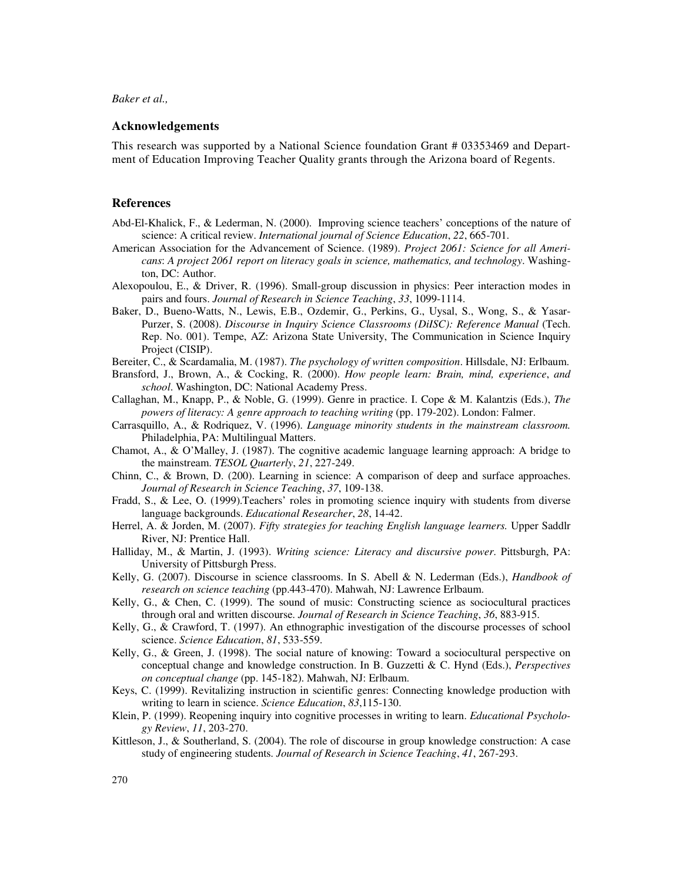## Acknowledgements

This research was supported by a National Science foundation Grant # 03353469 and Department of Education Improving Teacher Quality grants through the Arizona board of Regents.

## References

Abd-El-Khalick, F., & Lederman, N. (2000). Improving science teachers' conceptions of the nature of science: A critical review. *International journal of Science Education*, *22*, 665-701.

American Association for the Advancement of Science. (1989). *Project 2061: Science for all Americans*: *A project 2061 report on literacy goals in science, mathematics, and technology*. Washington, DC: Author.

Alexopoulou, E., & Driver, R. (1996). Small-group discussion in physics: Peer interaction modes in pairs and fours. *Journal of Research in Science Teaching*, *33*, 1099-1114.

Baker, D., Bueno-Watts, N., Lewis, E.B., Ozdemir, G., Perkins, G., Uysal, S., Wong, S., & Yasar-Purzer, S. (2008). *Discourse in Inquiry Science Classrooms (DiISC): Reference Manual* (Tech. Rep. No. 001). Tempe, AZ: Arizona State University, The Communication in Science Inquiry Project (CISIP).

Bereiter, C., & Scardamalia, M. (1987). *The psychology of written composition*. Hillsdale, NJ: Erlbaum.

Bransford, J., Brown, A., & Cocking, R. (2000). *How people learn: Brain, mind, experience*, *and school*. Washington, DC: National Academy Press.

Callaghan, M., Knapp, P., & Noble, G. (1999). Genre in practice. I. Cope & M. Kalantzis (Eds.), *The powers of literacy: A genre approach to teaching writing* (pp. 179-202). London: Falmer.

Carrasquillo, A., & Rodriquez, V. (1996). *Language minority students in the mainstream classroom.* Philadelphia, PA: Multilingual Matters.

Chamot, A., & O'Malley, J. (1987). The cognitive academic language learning approach: A bridge to the mainstream. *TESOL Quarterly*, *21*, 227-249.

Chinn, C., & Brown, D. (200). Learning in science: A comparison of deep and surface approaches. *Journal of Research in Science Teaching*, *37*, 109-138.

Fradd, S., & Lee, O. (1999).Teachers' roles in promoting science inquiry with students from diverse language backgrounds. *Educational Researcher*, *28*, 14-42.

Herrel, A. & Jorden, M. (2007). *Fifty strategies for teaching English language learners.* Upper Saddlr River, NJ: Prentice Hall.

Halliday, M., & Martin, J. (1993). *Writing science: Literacy and discursive power*. Pittsburgh, PA: University of Pittsburgh Press.

Kelly, G. (2007). Discourse in science classrooms. In S. Abell & N. Lederman (Eds.), *Handbook of research on science teaching* (pp.443-470). Mahwah, NJ: Lawrence Erlbaum.

Kelly, G., & Chen, C. (1999). The sound of music: Constructing science as sociocultural practices through oral and written discourse. *Journal of Research in Science Teaching*, *36*, 883-915.

Kelly, G., & Crawford, T. (1997). An ethnographic investigation of the discourse processes of school science. *Science Education*, *81*, 533-559.

Kelly, G., & Green, J. (1998). The social nature of knowing: Toward a sociocultural perspective on conceptual change and knowledge construction. In B. Guzzetti & C. Hynd (Eds.), *Perspectives on conceptual change* (pp. 145-182). Mahwah, NJ: Erlbaum.

Keys, C. (1999). Revitalizing instruction in scientific genres: Connecting knowledge production with writing to learn in science. *Science Education*, *83*,115-130.

Klein, P. (1999). Reopening inquiry into cognitive processes in writing to learn. *Educational Psychology Review*, *11*, 203-270.

Kittleson, J., & Southerland, S. (2004). The role of discourse in group knowledge construction: A case study of engineering students. *Journal of Research in Science Teaching*, *41*, 267-293.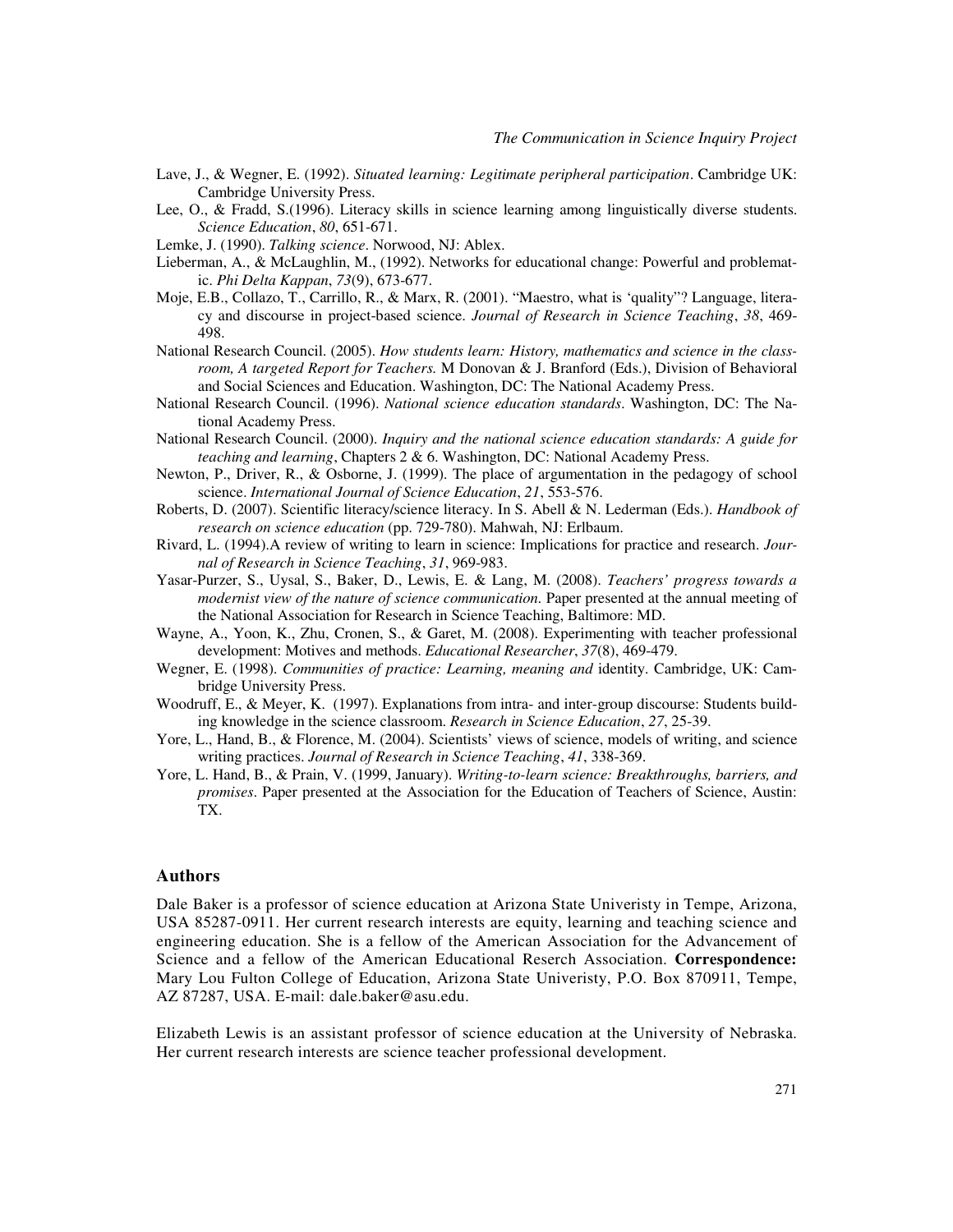Lave, J., & Wegner, E. (1992). *Situated learning: Legitimate peripheral participation*. Cambridge UK: Cambridge University Press.

Lee, O., & Fradd, S.(1996). Literacy skills in science learning among linguistically diverse students. *Science Education*, *80*, 651-671.

Lemke, J. (1990). *Talking science*. Norwood, NJ: Ablex.

Lieberman, A., & McLaughlin, M., (1992). Networks for educational change: Powerful and problematic. *Phi Delta Kappan*, *73*(9), 673-677.

Moje, E.B., Collazo, T., Carrillo, R., & Marx, R. (2001). "Maestro, what is 'quality"? Language, literacy and discourse in project-based science. *Journal of Research in Science Teaching*, *38*, 469-498.

National Research Council. (2005). *How students learn: History, mathematics and science in the classroom, A targeted Report for Teachers.* M Donovan & J. Branford (Eds.), Division of Behavioral and Social Sciences and Education. Washington, DC: The National Academy Press.

National Research Council. (1996). *National science education standards*. Washington, DC: The National Academy Press.

National Research Council. (2000). *Inquiry and the national science education standards: A guide for teaching and learning*, Chapters 2 & 6. Washington, DC: National Academy Press.

Newton, P., Driver, R., & Osborne, J. (1999). The place of argumentation in the pedagogy of school science. *International Journal of Science Education*, *21*, 553-576.

Roberts, D. (2007). Scientific literacy/science literacy. In S. Abell & N. Lederman (Eds.). *Handbook of research on science education* (pp. 729-780). Mahwah, NJ: Erlbaum.

Rivard, L. (1994).A review of writing to learn in science: Implications for practice and research. *Journal of Research in Science Teaching*, *31*, 969-983.

Yasar-Purzer, S., Uysal, S., Baker, D., Lewis, E. & Lang, M. (2008). *Teachers' progress towards a modernist view of the nature of science communication*. Paper presented at the annual meeting of the National Association for Research in Science Teaching, Baltimore: MD.

Wayne, A., Yoon, K., Zhu, Cronen, S., & Garet, M. (2008). Experimenting with teacher professional development: Motives and methods. *Educational Researcher*, *37*(8), 469-479.

Wegner, E. (1998). *Communities of practice: Learning, meaning and* identity. Cambridge, UK: Cambridge University Press.

Woodruff, E., & Meyer, K. (1997). Explanations from intra- and inter-group discourse: Students building knowledge in the science classroom. *Research in Science Education*, *27*, 25-39.

Yore, L., Hand, B., & Florence, M. (2004). Scientists' views of science, models of writing, and science writing practices. *Journal of Research in Science Teaching*, *41*, 338-369.

Yore, L. Hand, B., & Prain, V. (1999, January). *Writing-to-learn science: Breakthroughs, barriers, and promises*. Paper presented at the Association for the Education of Teachers of Science, Austin: TX.

## Authors

Dale Baker is a professor of science education at Arizona State Univeristy in Tempe, Arizona, USA 85287-0911. Her current research interests are equity, learning and teaching science and engineering education. She is a fellow of the American Association for the Advancement of Science and a fellow of the American Educational Reserch Association. **Correspondence:** Mary Lou Fulton College of Education, Arizona State Univeristy, P.O. Box 870911, Tempe, AZ 87287, USA. E-mail: dale.baker@asu.edu.

Elizabeth Lewis is an assistant professor of science education at the University of Nebraska. Her current research interests are science teacher professional development.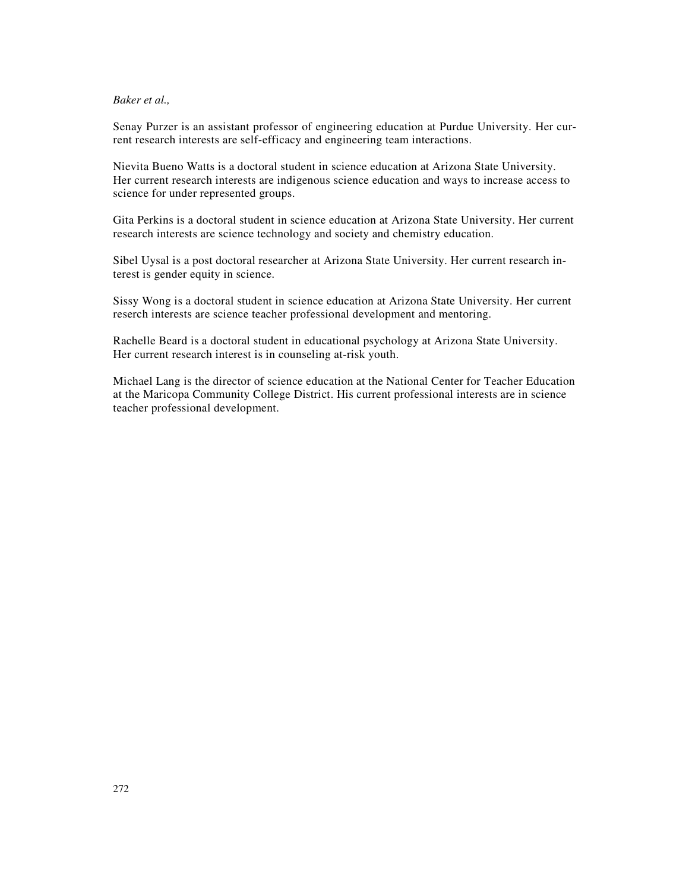Senay Purzer is an assistant professor of engineering education at Purdue University. Her current research interests are self-efficacy and engineering team interactions.

Nievita Bueno Watts is a doctoral student in science education at Arizona State University. Her current research interests are indigenous science education and ways to increase access to science for under represented groups.

Gita Perkins is a doctoral student in science education at Arizona State University. Her current research interests are science technology and society and chemistry education.

Sibel Uysal is a post doctoral researcher at Arizona State University. Her current research interest is gender equity in science.

Sissy Wong is a doctoral student in science education at Arizona State University. Her current reserch interests are science teacher professional development and mentoring.

Rachelle Beard is a doctoral student in educational psychology at Arizona State University. Her current research interest is in counseling at-risk youth.

Michael Lang is the director of science education at the National Center for Teacher Education at the Maricopa Community College District. His current professional interests are in science teacher professional development.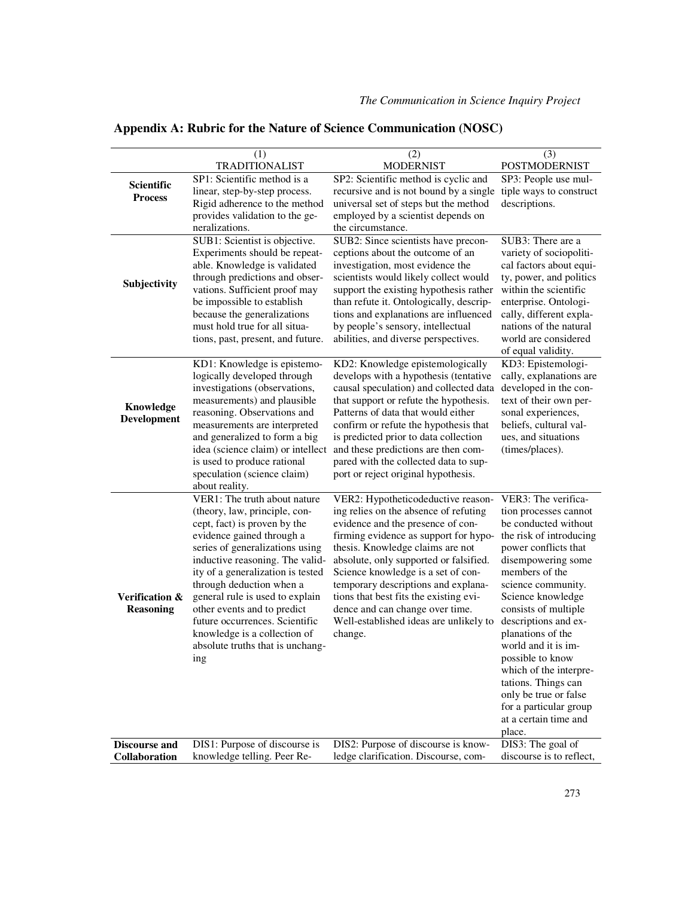## Appendix A: Rubric for the Nature of Science Communication (NOSC)

| | (1) TRADITIONALIST | (2) MODERNIST | (3) POSTMODERNIST |
|---|---|---|---|
| **Scientific Process** | SP1: Scientific method is a linear, step-by-step process. Rigid adherence to the method provides validation to the generalizations. | SP2: Scientific method is cyclic and recursive and is not bound by a single universal set of steps but the method employed by a scientist depends on the circumstance. | SP3: People use multiple ways to construct descriptions. |
| **Subjectivity** | SUB1: Scientist is objective. Experiments should be repeatable. Knowledge is validated through predictions and observations. Sufficient proof may be impossible to establish because the generalizations must hold true for all situations, past, present, and future. | SUB2: Since scientists have preconceptions about the outcome of an investigation, most evidence the scientists would likely collect would support the existing hypothesis rather than refute it. Ontologically, descriptions and explanations are influenced by people's sensory, intellectual abilities, and diverse perspectives. | SUB3: There are a variety of sociopolitical factors about equity, power, and politics within the scientific enterprise. Ontologically, different explanations of the natural world are considered of equal validity. |
| **Knowledge Development** | KD1: Knowledge is epistemologically developed through investigations (observations, measurements) and plausible reasoning. Observations and measurements are interpreted and generalized to form a big idea (science claim) or intellect is used to produce rational speculation (science claim) about reality. | KD2: Knowledge epistemologically develops with a hypothesis (tentative causal speculation) and collected data that support or refute the hypothesis. Patterns of data that would either confirm or refute the hypothesis that is predicted prior to data collection and these predictions are then compared with the collected data to support or reject original hypothesis. | KD3: Epistemologically, explanations are developed in the context of their own personal experiences, beliefs, cultural values, and situations (times/places). |
| **Verification & Reasoning** | VER1: The truth about nature (theory, law, principle, concept, fact) is proven by the evidence gained through a series of generalizations using inductive reasoning. The validity of a generalization is tested through deduction when a general rule is used to explain other events and to predict future occurrences. Scientific knowledge is a collection of absolute truths that is unchanging | VER2: Hypotheticodeductive reasoning relies on the absence of refuting evidence and the presence of confirming evidence as support for hypothesis. Knowledge claims are not absolute, only supported or falsified. Science knowledge is a set of contemporary descriptions and explanations that best fits the existing evidence and can change over time. Well-established ideas are unlikely to change. | VER3: The verification processes cannot be conducted without the risk of introducing power conflicts that disempowering some members of the science community. Science knowledge consists of multiple descriptions and explanations of the world and it is impossible to know which of the interpretations. Things can only be true or false for a particular group at a certain time and place. |
| **Discourse and Collaboration** | DIS1: Purpose of discourse is knowledge telling. Peer Re- | DIS2: Purpose of discourse is knowledge clarification. Discourse, com- | DIS3: The goal of discourse is to reflect, |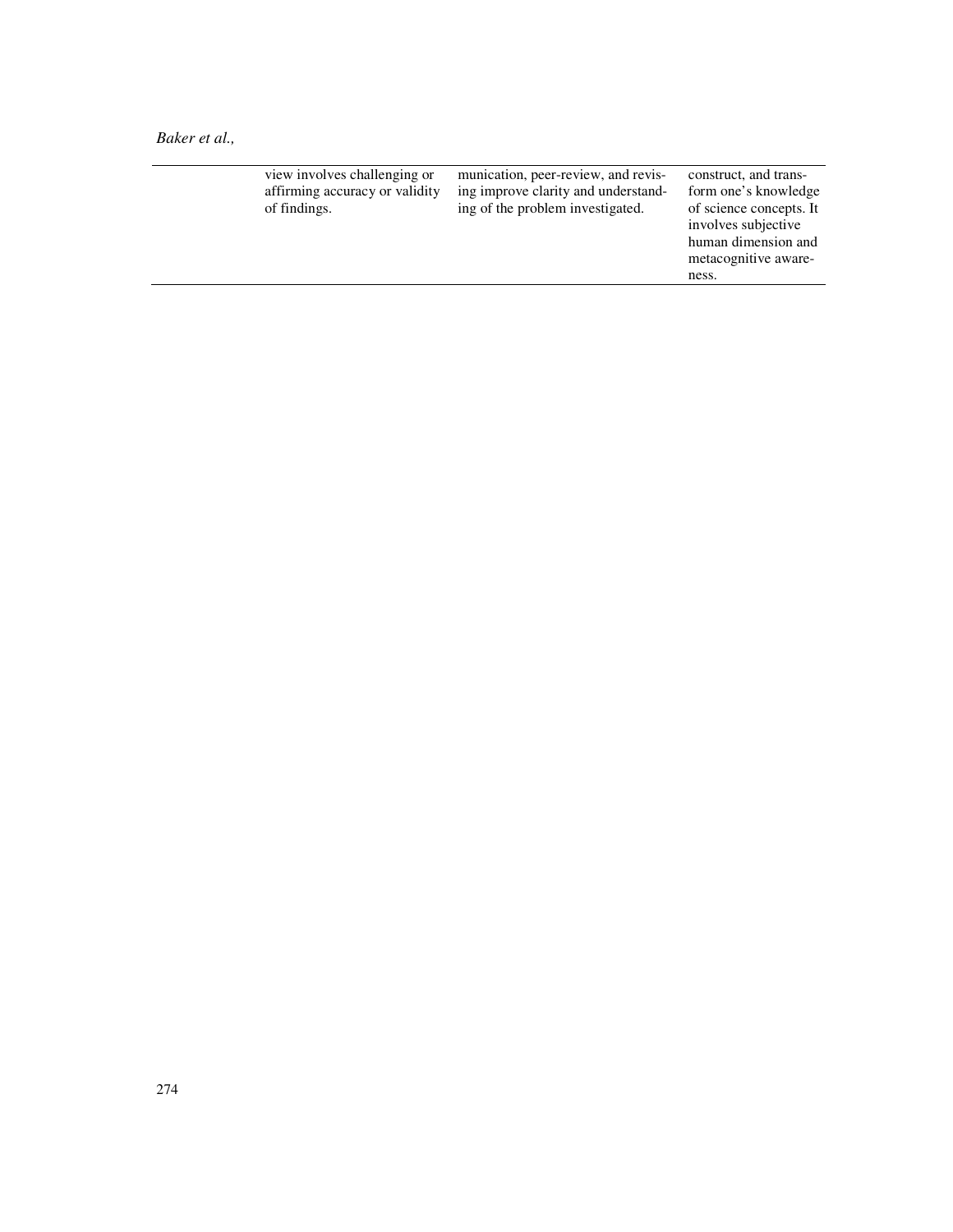| | | | |
|---|---|---|---|
| | view involves challenging or affirming accuracy or validity of findings. | munication, peer-review, and revising improve clarity and understanding of the problem investigated. | construct, and transform one's knowledge of science concepts. It involves subjective human dimension and metacognitive awareness. |